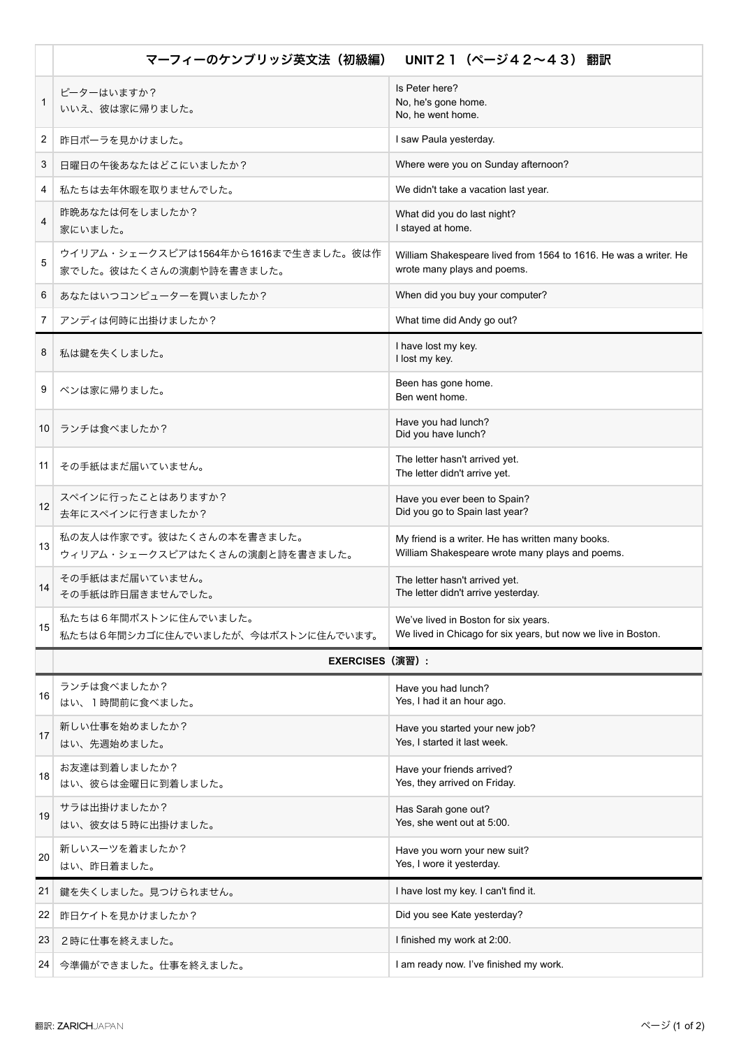| | マーフィーのケンブリッジ英文法（初級編）　UNIT２１（ページ４２〜４３）翻訳 | |
|---|---|---|
| 1 | ピーターはいますか？<br>いいえ、彼は家に帰りました。 | Is Peter here?<br>No, he's gone home.<br>No, he went home. |
| 2 | 昨日ポーラを見かけました。 | I saw Paula yesterday. |
| 3 | 日曜日の午後あなたはどこにいましたか？ | Where were you on Sunday afternoon? |
| 4 | 私たちは去年休暇を取りませんでした。 | We didn't take a vacation last year. |
| 4 | 昨晩あなたは何をしましたか？<br>家にいました。 | What did you do last night?<br>I stayed at home. |
| 5 | ウイリアム・シェークスピアは1564年から1616まで生きました。彼は作家でした。彼はたくさんの演劇や詩を書きました。 | William Shakespeare lived from 1564 to 1616. He was a writer. He wrote many plays and poems. |
| 6 | あなたはいつコンピューターを買いましたか？ | When did you buy your computer? |
| 7 | アンディは何時に出掛けましたか？ | What time did Andy go out? |
| 8 | 私は鍵を失くしました。 | I have lost my key.<br>I lost my key. |
| 9 | ベンは家に帰りました。 | Been has gone home.<br>Ben went home. |
| 10 | ランチは食べましたか？ | Have you had lunch?<br>Did you have lunch? |
| 11 | その手紙はまだ届いていません。 | The letter hasn't arrived yet.<br>The letter didn't arrive yet. |
| 12 | スペインに行ったことはありますか？<br>去年にスペインに行きましたか？ | Have you ever been to Spain?<br>Did you go to Spain last year? |
| 13 | 私の友人は作家です。彼はたくさんの本を書きました。<br>ウィリアム・シェークスピアはたくさんの演劇と詩を書きました。 | My friend is a writer. He has written many books.<br>William Shakespeare wrote many plays and poems. |
| 14 | その手紙はまだ届いていません。<br>その手紙は昨日届きませんでした。 | The letter hasn't arrived yet.<br>The letter didn't arrive yesterday. |
| 15 | 私たちは６年間ボストンに住んでいました。<br>私たちは６年間シカゴに住んでいましたが、今はボストンに住んでいます。 | We've lived in Boston for six years.<br>We lived in Chicago for six years, but now we live in Boston. |
| | **EXERCISES（演習）:** | |
| 16 | ランチは食べましたか？<br>はい、１時間前に食べました。 | Have you had lunch?<br>Yes, I had it an hour ago. |
| 17 | 新しい仕事を始めましたか？<br>はい、先週始めました。 | Have you started your new job?<br>Yes, I started it last week. |
| 18 | お友達は到着しましたか？<br>はい、彼らは金曜日に到着しました。 | Have your friends arrived?<br>Yes, they arrived on Friday. |
| 19 | サラは出掛けましたか？<br>はい、彼女は５時に出掛けました。 | Has Sarah gone out?<br>Yes, she went out at 5:00. |
| 20 | 新しいスーツを着ましたか？<br>はい、昨日着ました。 | Have you worn your new suit?<br>Yes, I wore it yesterday. |
| 21 | 鍵を失くしました。見つけられません。 | I have lost my key. I can't find it. |
| 22 | 昨日ケイトを見かけましたか？ | Did you see Kate yesterday? |
| 23 | ２時に仕事を終えました。 | I finished my work at 2:00. |
| 24 | 今準備ができました。仕事を終えました。 | I am ready now. I've finished my work. |

翻訳: ZARICHJAPAN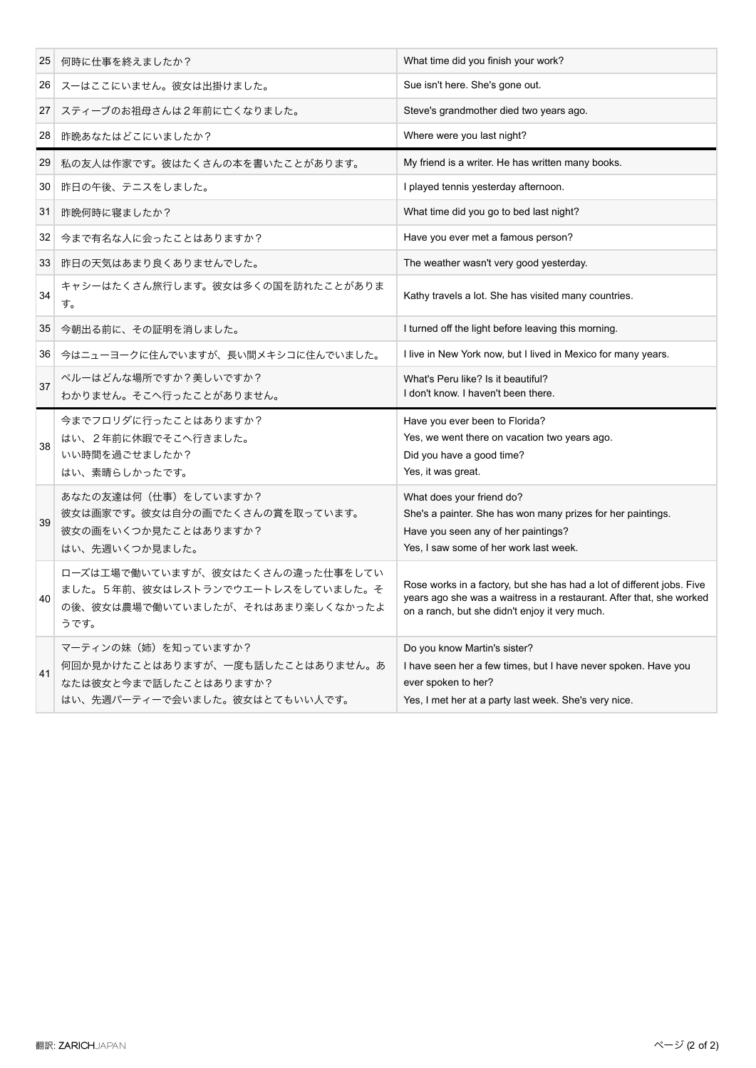| | | |
|---|---|---|
| 25 | 何時に仕事を終えましたか？ | What time did you finish your work? |
| 26 | スーはここにいません。彼女は出掛けました。 | Sue isn't here. She's gone out. |
| 27 | スティーブのお祖母さんは２年前に亡くなりました。 | Steve's grandmother died two years ago. |
| 28 | 昨晩あなたはどこにいましたか？ | Where were you last night? |
| 29 | 私の友人は作家です。彼はたくさんの本を書いたことがあります。 | My friend is a writer. He has written many books. |
| 30 | 昨日の午後、テニスをしました。 | I played tennis yesterday afternoon. |
| 31 | 昨晩何時に寝ましたか？ | What time did you go to bed last night? |
| 32 | 今まで有名な人に会ったことはありますか？ | Have you ever met a famous person? |
| 33 | 昨日の天気はあまり良くありませんでした。 | The weather wasn't very good yesterday. |
| 34 | キャシーはたくさん旅行します。彼女は多くの国を訪れたことがあります。 | Kathy travels a lot. She has visited many countries. |
| 35 | 今朝出る前に、その証明を消しました。 | I turned off the light before leaving this morning. |
| 36 | 今はニューヨークに住んでいますが、長い間メキシコに住んでいました。 | I live in New York now, but I lived in Mexico for many years. |
| 37 | ペルーはどんな場所ですか？美しいですか？<br>わかりません。そこへ行ったことがありません。 | What's Peru like? Is it beautiful?<br>I don't know. I haven't been there. |
| 38 | 今までフロリダに行ったことはありますか？<br>はい、２年前に休暇でそこへ行きました。<br>いい時間を過ごせましたか？<br>はい、素晴らしかったです。 | Have you ever been to Florida?<br>Yes, we went there on vacation two years ago.<br>Did you have a good time?<br>Yes, it was great. |
| 39 | あなたの友達は何（仕事）をしていますか？<br>彼女は画家です。彼女は自分の画でたくさんの賞を取っています。<br>彼女の画をいくつか見たことはありますか？<br>はい、先週いくつか見ました。 | What does your friend do?<br>She's a painter. She has won many prizes for her paintings.<br>Have you seen any of her paintings?<br>Yes, I saw some of her work last week. |
| 40 | ローズは工場で働いていますが、彼女はたくさんの違った仕事をしていました。５年前、彼女はレストランでウエートレスをしていました。その後、彼女は農場で働いていましたが、それはあまり楽しくなかったようです。 | Rose works in a factory, but she has had a lot of different jobs. Five years ago she was a waitress in a restaurant. After that, she worked on a ranch, but she didn't enjoy it very much. |
| 41 | マーティンの妹（姉）を知っていますか？<br>何回か見かけたことはありますが、一度も話したことはありません。あなたは彼女と今まで話したことはありますか？<br>はい、先週パーティーで会いました。彼女はとてもいい人です。 | Do you know Martin's sister?<br>I have seen her a few times, but I have never spoken. Have you ever spoken to her?<br>Yes, I met her at a party last week. She's very nice. |

翻訳: ZARICHJAPAN